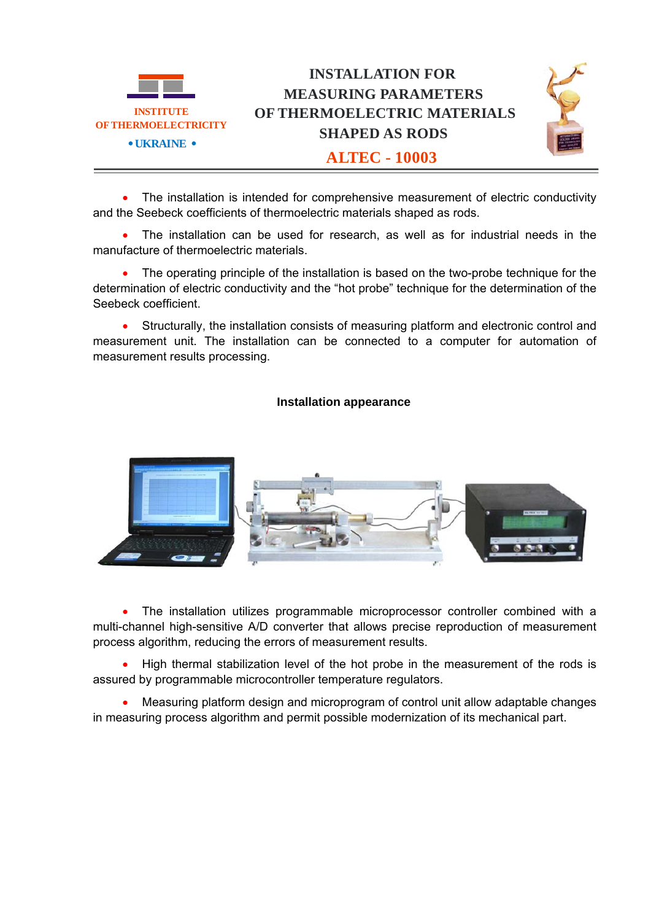INSTITUTE
OF THERMOELECTRICITY
• UKRAINE •

# INSTALLATION FOR MEASURING PARAMETERS OF THERMOELECTRIC MATERIALS SHAPED AS RODS

## ALTEC - 10003

- The installation is intended for comprehensive measurement of electric conductivity and the Seebeck coefficients of thermoelectric materials shaped as rods.
- The installation can be used for research, as well as for industrial needs in the manufacture of thermoelectric materials.
- The operating principle of the installation is based on the two-probe technique for the determination of electric conductivity and the "hot probe" technique for the determination of the Seebeck coefficient.
- Structurally, the installation consists of measuring platform and electronic control and measurement unit. The installation can be connected to a computer for automation of measurement results processing.

**Installation appearance**

- The installation utilizes programmable microprocessor controller combined with a multi-channel high-sensitive A/D converter that allows precise reproduction of measurement process algorithm, reducing the errors of measurement results.
- High thermal stabilization level of the hot probe in the measurement of the rods is assured by programmable microcontroller temperature regulators.
- Measuring platform design and microprogram of control unit allow adaptable changes in measuring process algorithm and permit possible modernization of its mechanical part.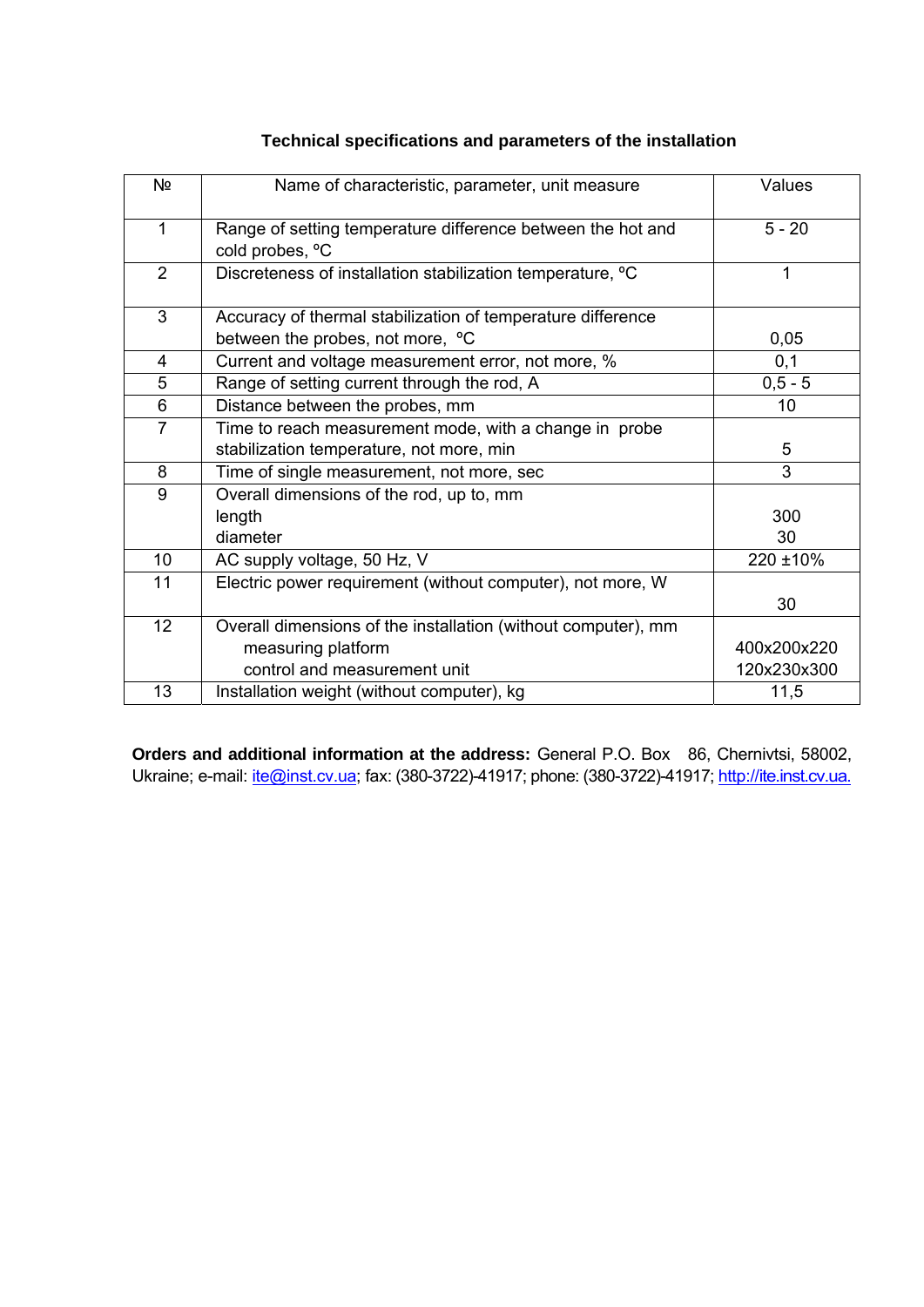**Technical specifications and parameters of the installation**

| № | Name of characteristic, parameter, unit measure | Values |
|---|---|---|
| 1 | Range of setting temperature difference between the hot and cold probes, ºC | 5 - 20 |
| 2 | Discreteness of installation stabilization temperature, ºC | 1 |
| 3 | Accuracy of thermal stabilization of temperature difference between the probes, not more, ºC | 0,05 |
| 4 | Current and voltage measurement error, not more, % | 0,1 |
| 5 | Range of setting current through the rod, A | 0,5 - 5 |
| 6 | Distance between the probes, mm | 10 |
| 7 | Time to reach measurement mode, with a change in probe stabilization temperature, not more, min | 5 |
| 8 | Time of single measurement, not more, sec | 3 |
| 9 | Overall dimensions of the rod, up to, mm<br>length<br>diameter | <br>300<br>30 |
| 10 | AC supply voltage, 50 Hz, V | 220 ±10% |
| 11 | Electric power requirement (without computer), not more, W | 30 |
| 12 | Overall dimensions of the installation (without computer), mm<br>measuring platform<br>control and measurement unit | <br>400x200x220<br>120x230x300 |
| 13 | Installation weight (without computer), kg | 11,5 |

**Orders and additional information at the address:** General P.O. Box 86, Chernivtsi, 58002, Ukraine; e-mail: ite@inst.cv.ua; fax: (380-3722)-41917; phone: (380-3722)-41917; http://ite.inst.cv.ua.